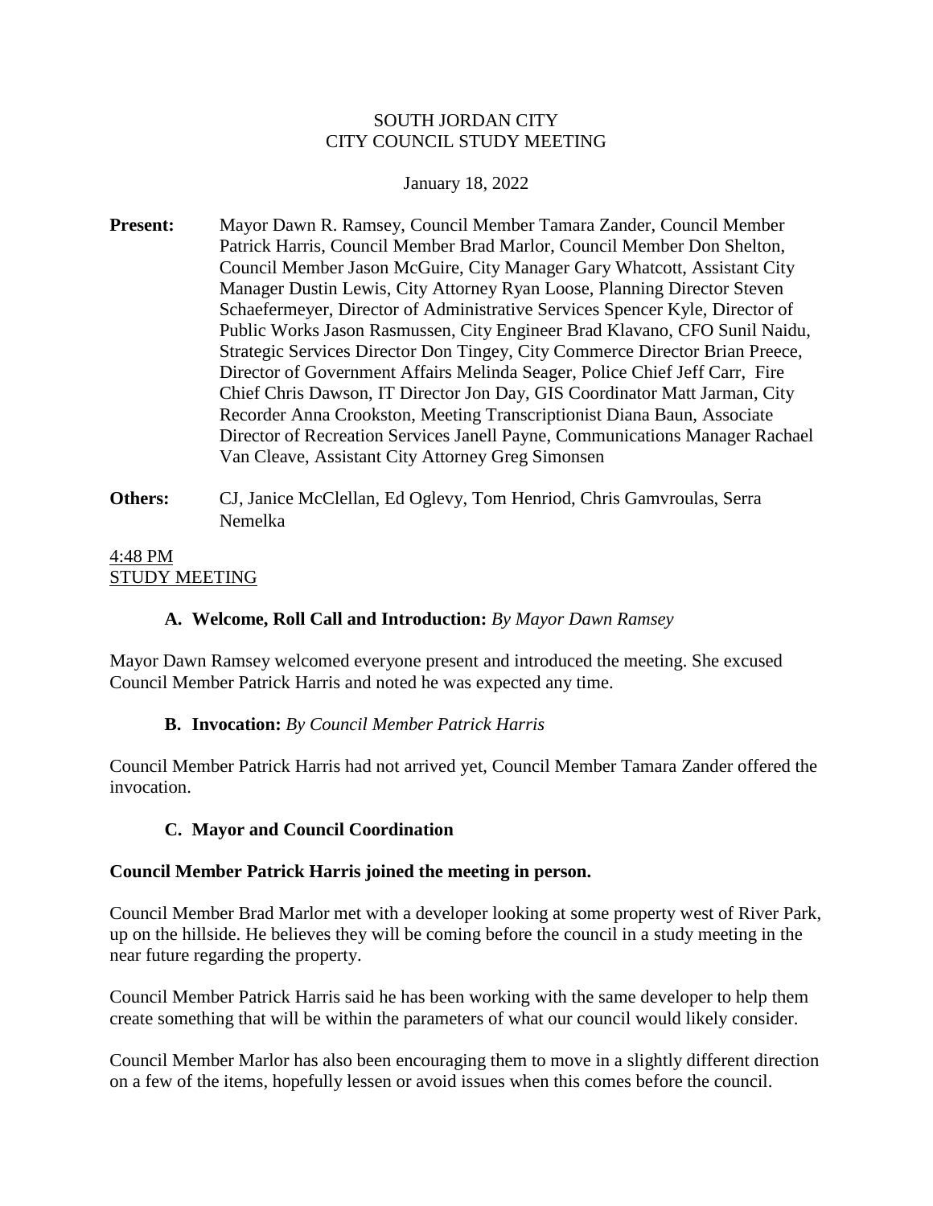SOUTH JORDAN CITY
CITY COUNCIL STUDY MEETING

January 18, 2022

**Present:** Mayor Dawn R. Ramsey, Council Member Tamara Zander, Council Member Patrick Harris, Council Member Brad Marlor, Council Member Don Shelton, Council Member Jason McGuire, City Manager Gary Whatcott, Assistant City Manager Dustin Lewis, City Attorney Ryan Loose, Planning Director Steven Schaefermeyer, Director of Administrative Services Spencer Kyle, Director of Public Works Jason Rasmussen, City Engineer Brad Klavano, CFO Sunil Naidu, Strategic Services Director Don Tingey, City Commerce Director Brian Preece, Director of Government Affairs Melinda Seager, Police Chief Jeff Carr, Fire Chief Chris Dawson, IT Director Jon Day, GIS Coordinator Matt Jarman, City Recorder Anna Crookston, Meeting Transcriptionist Diana Baun, Associate Director of Recreation Services Janell Payne, Communications Manager Rachael Van Cleave, Assistant City Attorney Greg Simonsen

**Others:** CJ, Janice McClellan, Ed Oglevy, Tom Henriod, Chris Gamvroulas, Serra Nemelka

4:48 PM
STUDY MEETING

**A. Welcome, Roll Call and Introduction:** *By Mayor Dawn Ramsey*

Mayor Dawn Ramsey welcomed everyone present and introduced the meeting. She excused Council Member Patrick Harris and noted he was expected any time.

**B. Invocation:** *By Council Member Patrick Harris*

Council Member Patrick Harris had not arrived yet, Council Member Tamara Zander offered the invocation.

**C. Mayor and Council Coordination**

**Council Member Patrick Harris joined the meeting in person.**

Council Member Brad Marlor met with a developer looking at some property west of River Park, up on the hillside. He believes they will be coming before the council in a study meeting in the near future regarding the property.

Council Member Patrick Harris said he has been working with the same developer to help them create something that will be within the parameters of what our council would likely consider.

Council Member Marlor has also been encouraging them to move in a slightly different direction on a few of the items, hopefully lessen or avoid issues when this comes before the council.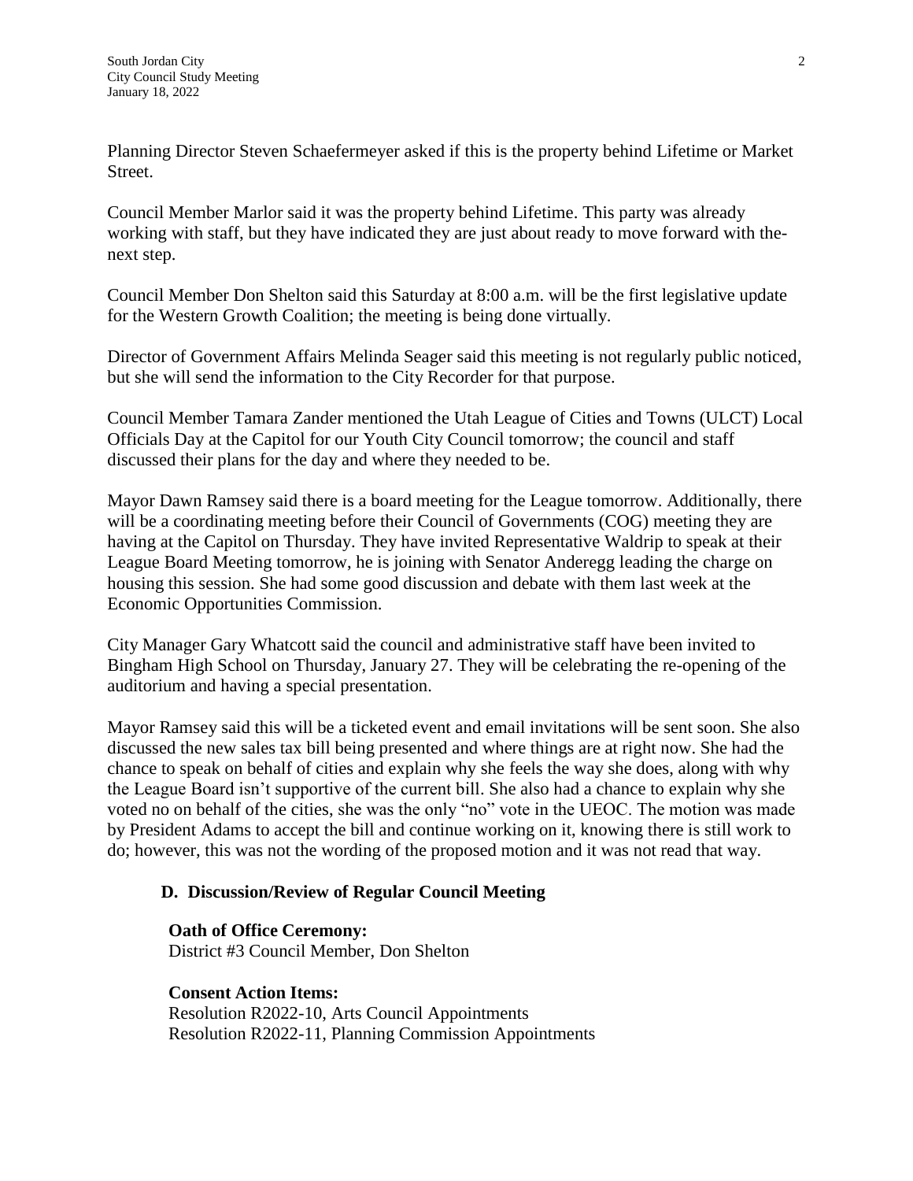Planning Director Steven Schaefermeyer asked if this is the property behind Lifetime or Market Street.

Council Member Marlor said it was the property behind Lifetime. This party was already working with staff, but they have indicated they are just about ready to move forward with the-next step.

Council Member Don Shelton said this Saturday at 8:00 a.m. will be the first legislative update for the Western Growth Coalition; the meeting is being done virtually.

Director of Government Affairs Melinda Seager said this meeting is not regularly public noticed, but she will send the information to the City Recorder for that purpose.

Council Member Tamara Zander mentioned the Utah League of Cities and Towns (ULCT) Local Officials Day at the Capitol for our Youth City Council tomorrow; the council and staff discussed their plans for the day and where they needed to be.

Mayor Dawn Ramsey said there is a board meeting for the League tomorrow. Additionally, there will be a coordinating meeting before their Council of Governments (COG) meeting they are having at the Capitol on Thursday. They have invited Representative Waldrip to speak at their League Board Meeting tomorrow, he is joining with Senator Anderegg leading the charge on housing this session. She had some good discussion and debate with them last week at the Economic Opportunities Commission.

City Manager Gary Whatcott said the council and administrative staff have been invited to Bingham High School on Thursday, January 27. They will be celebrating the re-opening of the auditorium and having a special presentation.

Mayor Ramsey said this will be a ticketed event and email invitations will be sent soon. She also discussed the new sales tax bill being presented and where things are at right now. She had the chance to speak on behalf of cities and explain why she feels the way she does, along with why the League Board isn't supportive of the current bill. She also had a chance to explain why she voted no on behalf of the cities, she was the only "no" vote in the UEOC. The motion was made by President Adams to accept the bill and continue working on it, knowing there is still work to do; however, this was not the wording of the proposed motion and it was not read that way.

**D. Discussion/Review of Regular Council Meeting**

**Oath of Office Ceremony:**
District #3 Council Member, Don Shelton

**Consent Action Items:**
Resolution R2022-10, Arts Council Appointments
Resolution R2022-11, Planning Commission Appointments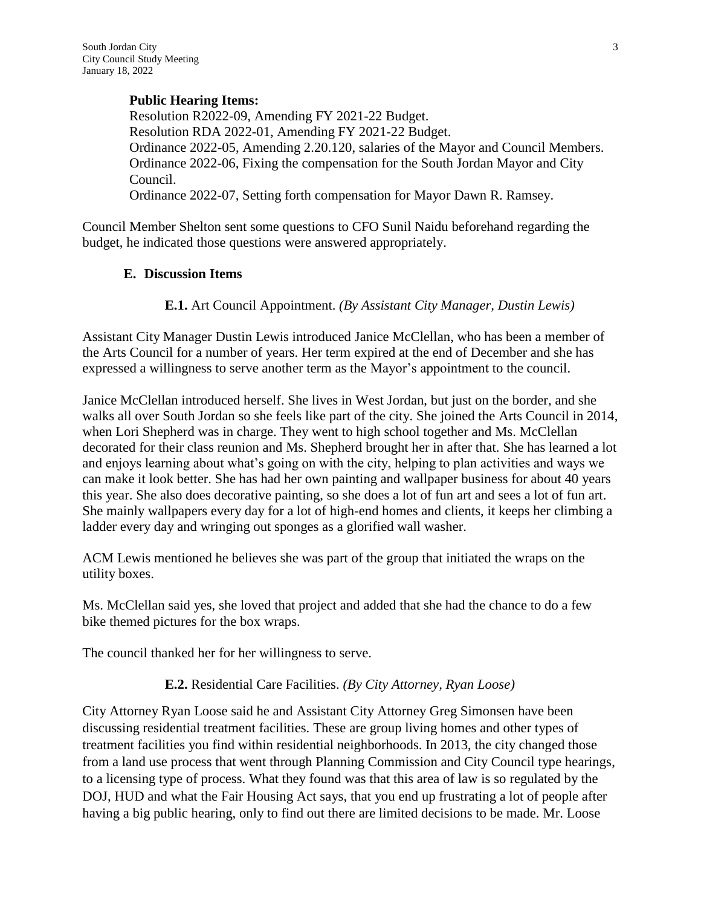**Public Hearing Items:**

Resolution R2022-09, Amending FY 2021-22 Budget.
Resolution RDA 2022-01, Amending FY 2021-22 Budget.
Ordinance 2022-05, Amending 2.20.120, salaries of the Mayor and Council Members.
Ordinance 2022-06, Fixing the compensation for the South Jordan Mayor and City Council.
Ordinance 2022-07, Setting forth compensation for Mayor Dawn R. Ramsey.

Council Member Shelton sent some questions to CFO Sunil Naidu beforehand regarding the budget, he indicated those questions were answered appropriately.

## E. Discussion Items

**E.1.** Art Council Appointment. *(By Assistant City Manager, Dustin Lewis)*

Assistant City Manager Dustin Lewis introduced Janice McClellan, who has been a member of the Arts Council for a number of years. Her term expired at the end of December and she has expressed a willingness to serve another term as the Mayor's appointment to the council.

Janice McClellan introduced herself. She lives in West Jordan, but just on the border, and she walks all over South Jordan so she feels like part of the city. She joined the Arts Council in 2014, when Lori Shepherd was in charge. They went to high school together and Ms. McClellan decorated for their class reunion and Ms. Shepherd brought her in after that. She has learned a lot and enjoys learning about what's going on with the city, helping to plan activities and ways we can make it look better. She has had her own painting and wallpaper business for about 40 years this year. She also does decorative painting, so she does a lot of fun art and sees a lot of fun art. She mainly wallpapers every day for a lot of high-end homes and clients, it keeps her climbing a ladder every day and wringing out sponges as a glorified wall washer.

ACM Lewis mentioned he believes she was part of the group that initiated the wraps on the utility boxes.

Ms. McClellan said yes, she loved that project and added that she had the chance to do a few bike themed pictures for the box wraps.

The council thanked her for her willingness to serve.

**E.2.** Residential Care Facilities. *(By City Attorney, Ryan Loose)*

City Attorney Ryan Loose said he and Assistant City Attorney Greg Simonsen have been discussing residential treatment facilities. These are group living homes and other types of treatment facilities you find within residential neighborhoods. In 2013, the city changed those from a land use process that went through Planning Commission and City Council type hearings, to a licensing type of process. What they found was that this area of law is so regulated by the DOJ, HUD and what the Fair Housing Act says, that you end up frustrating a lot of people after having a big public hearing, only to find out there are limited decisions to be made. Mr. Loose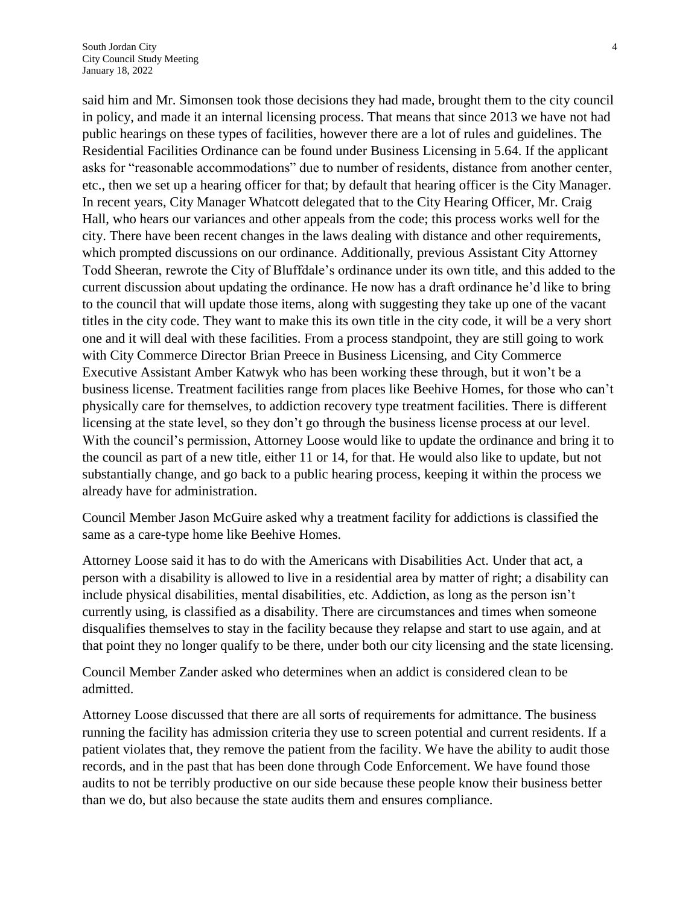said him and Mr. Simonsen took those decisions they had made, brought them to the city council in policy, and made it an internal licensing process. That means that since 2013 we have not had public hearings on these types of facilities, however there are a lot of rules and guidelines. The Residential Facilities Ordinance can be found under Business Licensing in 5.64. If the applicant asks for "reasonable accommodations" due to number of residents, distance from another center, etc., then we set up a hearing officer for that; by default that hearing officer is the City Manager. In recent years, City Manager Whatcott delegated that to the City Hearing Officer, Mr. Craig Hall, who hears our variances and other appeals from the code; this process works well for the city. There have been recent changes in the laws dealing with distance and other requirements, which prompted discussions on our ordinance. Additionally, previous Assistant City Attorney Todd Sheeran, rewrote the City of Bluffdale's ordinance under its own title, and this added to the current discussion about updating the ordinance. He now has a draft ordinance he'd like to bring to the council that will update those items, along with suggesting they take up one of the vacant titles in the city code. They want to make this its own title in the city code, it will be a very short one and it will deal with these facilities. From a process standpoint, they are still going to work with City Commerce Director Brian Preece in Business Licensing, and City Commerce Executive Assistant Amber Katwyk who has been working these through, but it won't be a business license. Treatment facilities range from places like Beehive Homes, for those who can't physically care for themselves, to addiction recovery type treatment facilities. There is different licensing at the state level, so they don't go through the business license process at our level. With the council's permission, Attorney Loose would like to update the ordinance and bring it to the council as part of a new title, either 11 or 14, for that. He would also like to update, but not substantially change, and go back to a public hearing process, keeping it within the process we already have for administration.

Council Member Jason McGuire asked why a treatment facility for addictions is classified the same as a care-type home like Beehive Homes.

Attorney Loose said it has to do with the Americans with Disabilities Act. Under that act, a person with a disability is allowed to live in a residential area by matter of right; a disability can include physical disabilities, mental disabilities, etc. Addiction, as long as the person isn't currently using, is classified as a disability. There are circumstances and times when someone disqualifies themselves to stay in the facility because they relapse and start to use again, and at that point they no longer qualify to be there, under both our city licensing and the state licensing.

Council Member Zander asked who determines when an addict is considered clean to be admitted.

Attorney Loose discussed that there are all sorts of requirements for admittance. The business running the facility has admission criteria they use to screen potential and current residents. If a patient violates that, they remove the patient from the facility. We have the ability to audit those records, and in the past that has been done through Code Enforcement. We have found those audits to not be terribly productive on our side because these people know their business better than we do, but also because the state audits them and ensures compliance.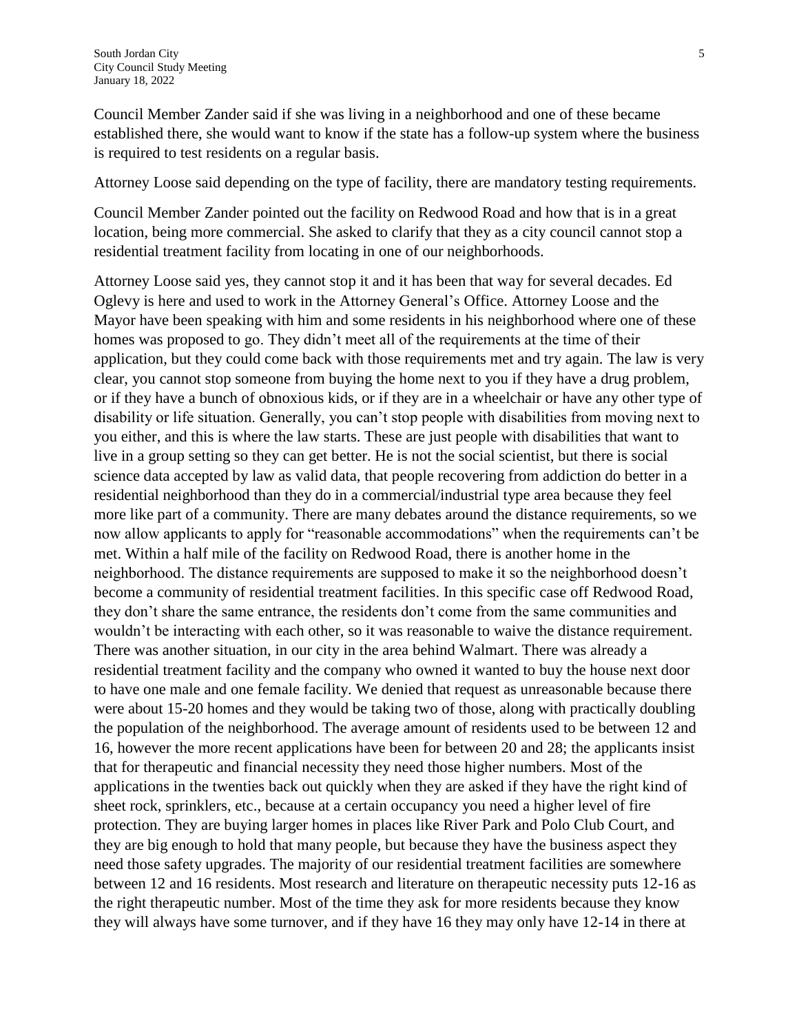Council Member Zander said if she was living in a neighborhood and one of these became established there, she would want to know if the state has a follow-up system where the business is required to test residents on a regular basis.

Attorney Loose said depending on the type of facility, there are mandatory testing requirements.

Council Member Zander pointed out the facility on Redwood Road and how that is in a great location, being more commercial. She asked to clarify that they as a city council cannot stop a residential treatment facility from locating in one of our neighborhoods.

Attorney Loose said yes, they cannot stop it and it has been that way for several decades. Ed Oglevy is here and used to work in the Attorney General's Office. Attorney Loose and the Mayor have been speaking with him and some residents in his neighborhood where one of these homes was proposed to go. They didn't meet all of the requirements at the time of their application, but they could come back with those requirements met and try again. The law is very clear, you cannot stop someone from buying the home next to you if they have a drug problem, or if they have a bunch of obnoxious kids, or if they are in a wheelchair or have any other type of disability or life situation. Generally, you can't stop people with disabilities from moving next to you either, and this is where the law starts. These are just people with disabilities that want to live in a group setting so they can get better. He is not the social scientist, but there is social science data accepted by law as valid data, that people recovering from addiction do better in a residential neighborhood than they do in a commercial/industrial type area because they feel more like part of a community. There are many debates around the distance requirements, so we now allow applicants to apply for "reasonable accommodations" when the requirements can't be met. Within a half mile of the facility on Redwood Road, there is another home in the neighborhood. The distance requirements are supposed to make it so the neighborhood doesn't become a community of residential treatment facilities. In this specific case off Redwood Road, they don't share the same entrance, the residents don't come from the same communities and wouldn't be interacting with each other, so it was reasonable to waive the distance requirement. There was another situation, in our city in the area behind Walmart. There was already a residential treatment facility and the company who owned it wanted to buy the house next door to have one male and one female facility. We denied that request as unreasonable because there were about 15-20 homes and they would be taking two of those, along with practically doubling the population of the neighborhood. The average amount of residents used to be between 12 and 16, however the more recent applications have been for between 20 and 28; the applicants insist that for therapeutic and financial necessity they need those higher numbers. Most of the applications in the twenties back out quickly when they are asked if they have the right kind of sheet rock, sprinklers, etc., because at a certain occupancy you need a higher level of fire protection. They are buying larger homes in places like River Park and Polo Club Court, and they are big enough to hold that many people, but because they have the business aspect they need those safety upgrades. The majority of our residential treatment facilities are somewhere between 12 and 16 residents. Most research and literature on therapeutic necessity puts 12-16 as the right therapeutic number. Most of the time they ask for more residents because they know they will always have some turnover, and if they have 16 they may only have 12-14 in there at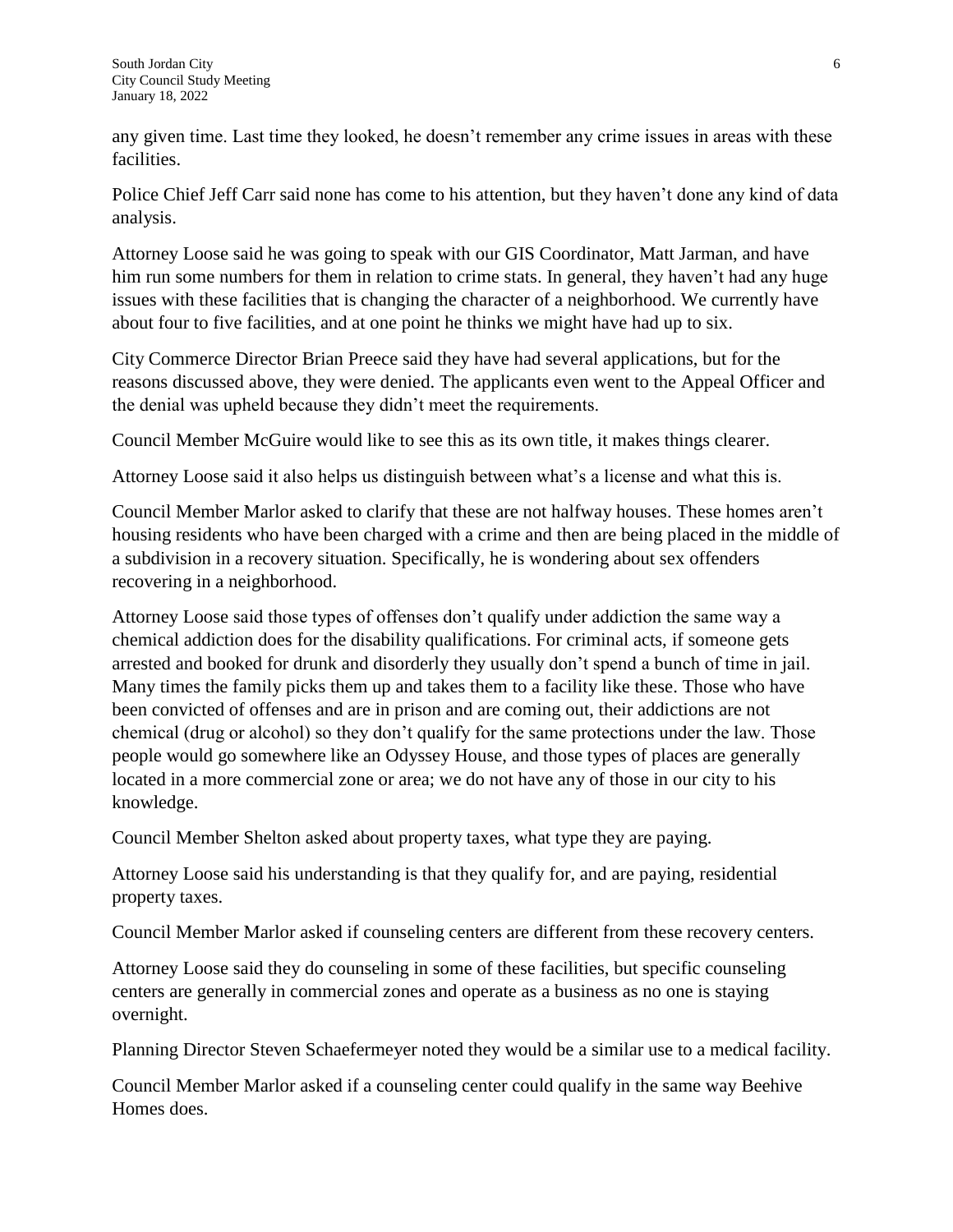any given time. Last time they looked, he doesn't remember any crime issues in areas with these facilities.

Police Chief Jeff Carr said none has come to his attention, but they haven't done any kind of data analysis.

Attorney Loose said he was going to speak with our GIS Coordinator, Matt Jarman, and have him run some numbers for them in relation to crime stats. In general, they haven't had any huge issues with these facilities that is changing the character of a neighborhood. We currently have about four to five facilities, and at one point he thinks we might have had up to six.

City Commerce Director Brian Preece said they have had several applications, but for the reasons discussed above, they were denied. The applicants even went to the Appeal Officer and the denial was upheld because they didn't meet the requirements.

Council Member McGuire would like to see this as its own title, it makes things clearer.

Attorney Loose said it also helps us distinguish between what's a license and what this is.

Council Member Marlor asked to clarify that these are not halfway houses. These homes aren't housing residents who have been charged with a crime and then are being placed in the middle of a subdivision in a recovery situation. Specifically, he is wondering about sex offenders recovering in a neighborhood.

Attorney Loose said those types of offenses don't qualify under addiction the same way a chemical addiction does for the disability qualifications. For criminal acts, if someone gets arrested and booked for drunk and disorderly they usually don't spend a bunch of time in jail. Many times the family picks them up and takes them to a facility like these. Those who have been convicted of offenses and are in prison and are coming out, their addictions are not chemical (drug or alcohol) so they don't qualify for the same protections under the law. Those people would go somewhere like an Odyssey House, and those types of places are generally located in a more commercial zone or area; we do not have any of those in our city to his knowledge.

Council Member Shelton asked about property taxes, what type they are paying.

Attorney Loose said his understanding is that they qualify for, and are paying, residential property taxes.

Council Member Marlor asked if counseling centers are different from these recovery centers.

Attorney Loose said they do counseling in some of these facilities, but specific counseling centers are generally in commercial zones and operate as a business as no one is staying overnight.

Planning Director Steven Schaefermeyer noted they would be a similar use to a medical facility.

Council Member Marlor asked if a counseling center could qualify in the same way Beehive Homes does.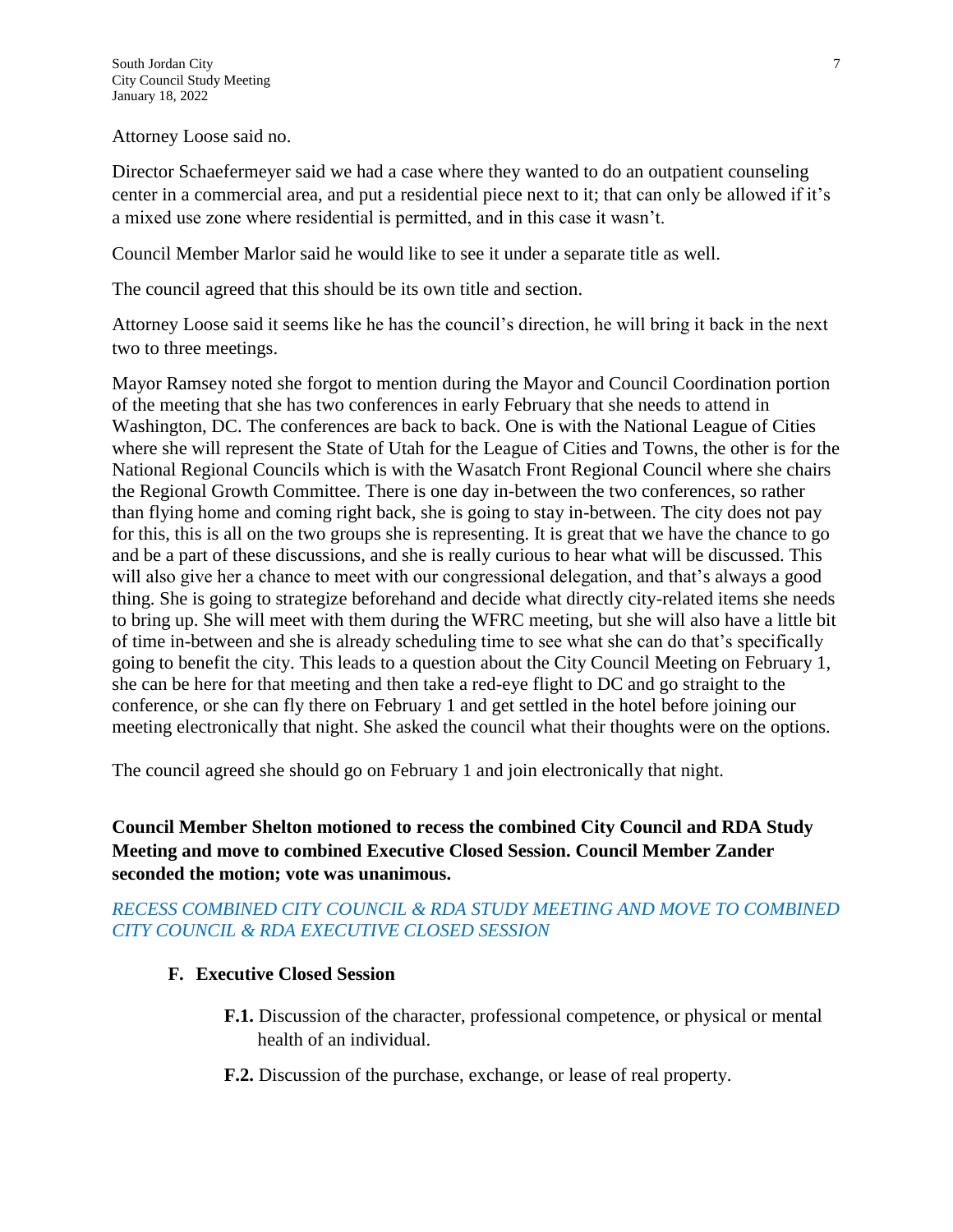Attorney Loose said no.

Director Schaefermeyer said we had a case where they wanted to do an outpatient counseling center in a commercial area, and put a residential piece next to it; that can only be allowed if it's a mixed use zone where residential is permitted, and in this case it wasn't.

Council Member Marlor said he would like to see it under a separate title as well.

The council agreed that this should be its own title and section.

Attorney Loose said it seems like he has the council's direction, he will bring it back in the next two to three meetings.

Mayor Ramsey noted she forgot to mention during the Mayor and Council Coordination portion of the meeting that she has two conferences in early February that she needs to attend in Washington, DC. The conferences are back to back. One is with the National League of Cities where she will represent the State of Utah for the League of Cities and Towns, the other is for the National Regional Councils which is with the Wasatch Front Regional Council where she chairs the Regional Growth Committee. There is one day in-between the two conferences, so rather than flying home and coming right back, she is going to stay in-between. The city does not pay for this, this is all on the two groups she is representing. It is great that we have the chance to go and be a part of these discussions, and she is really curious to hear what will be discussed. This will also give her a chance to meet with our congressional delegation, and that's always a good thing. She is going to strategize beforehand and decide what directly city-related items she needs to bring up. She will meet with them during the WFRC meeting, but she will also have a little bit of time in-between and she is already scheduling time to see what she can do that's specifically going to benefit the city. This leads to a question about the City Council Meeting on February 1, she can be here for that meeting and then take a red-eye flight to DC and go straight to the conference, or she can fly there on February 1 and get settled in the hotel before joining our meeting electronically that night. She asked the council what their thoughts were on the options.

The council agreed she should go on February 1 and join electronically that night.

**Council Member Shelton motioned to recess the combined City Council and RDA Study Meeting and move to combined Executive Closed Session. Council Member Zander seconded the motion; vote was unanimous.**

*RECESS COMBINED CITY COUNCIL & RDA STUDY MEETING AND MOVE TO COMBINED CITY COUNCIL & RDA EXECUTIVE CLOSED SESSION*

**F. Executive Closed Session**

**F.1.** Discussion of the character, professional competence, or physical or mental health of an individual.

**F.2.** Discussion of the purchase, exchange, or lease of real property.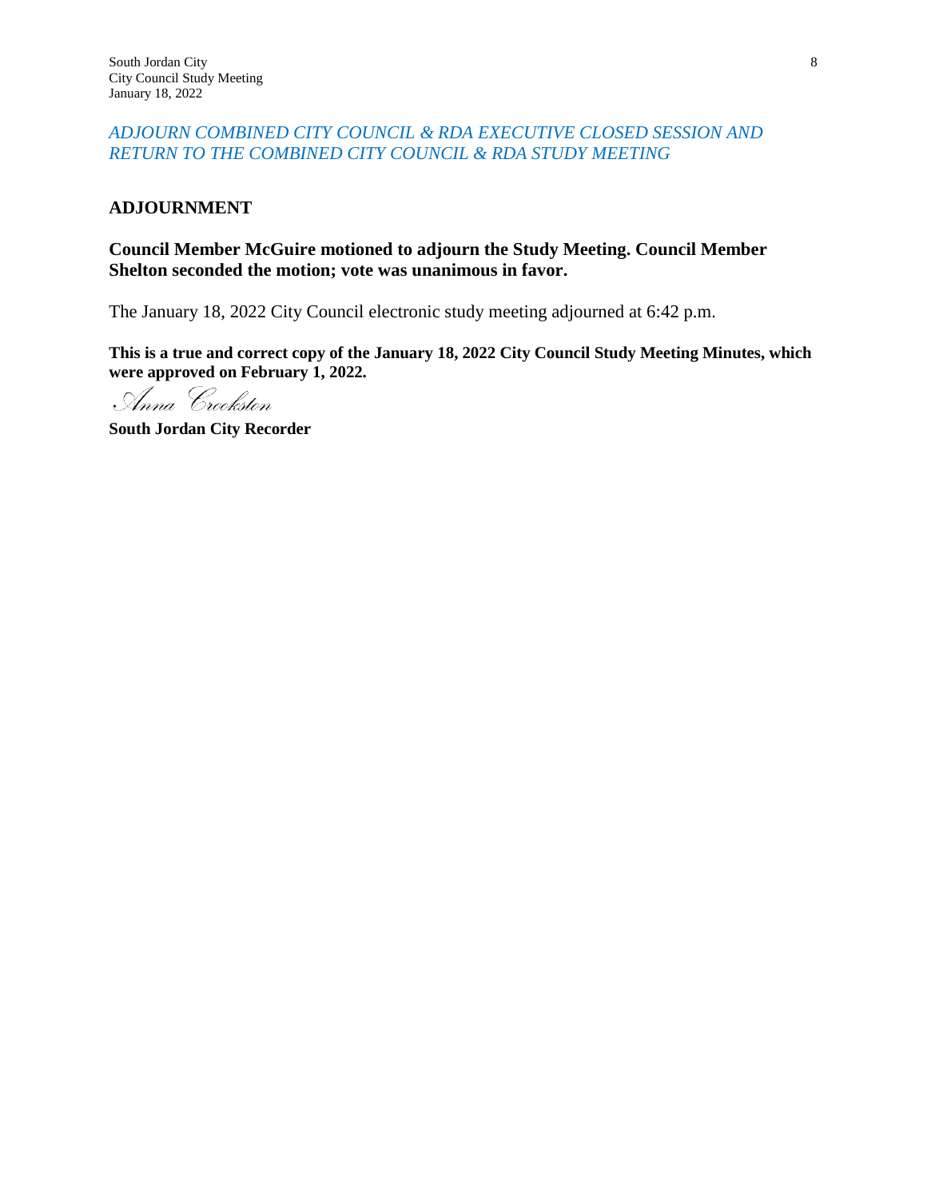*ADJOURN COMBINED CITY COUNCIL & RDA EXECUTIVE CLOSED SESSION AND RETURN TO THE COMBINED CITY COUNCIL & RDA STUDY MEETING*

## ADJOURNMENT

**Council Member McGuire motioned to adjourn the Study Meeting. Council Member Shelton seconded the motion; vote was unanimous in favor.**

The January 18, 2022 City Council electronic study meeting adjourned at 6:42 p.m.

**This is a true and correct copy of the January 18, 2022 City Council Study Meeting Minutes, which were approved on February 1, 2022.**

*Anna Crookston*

**South Jordan City Recorder**